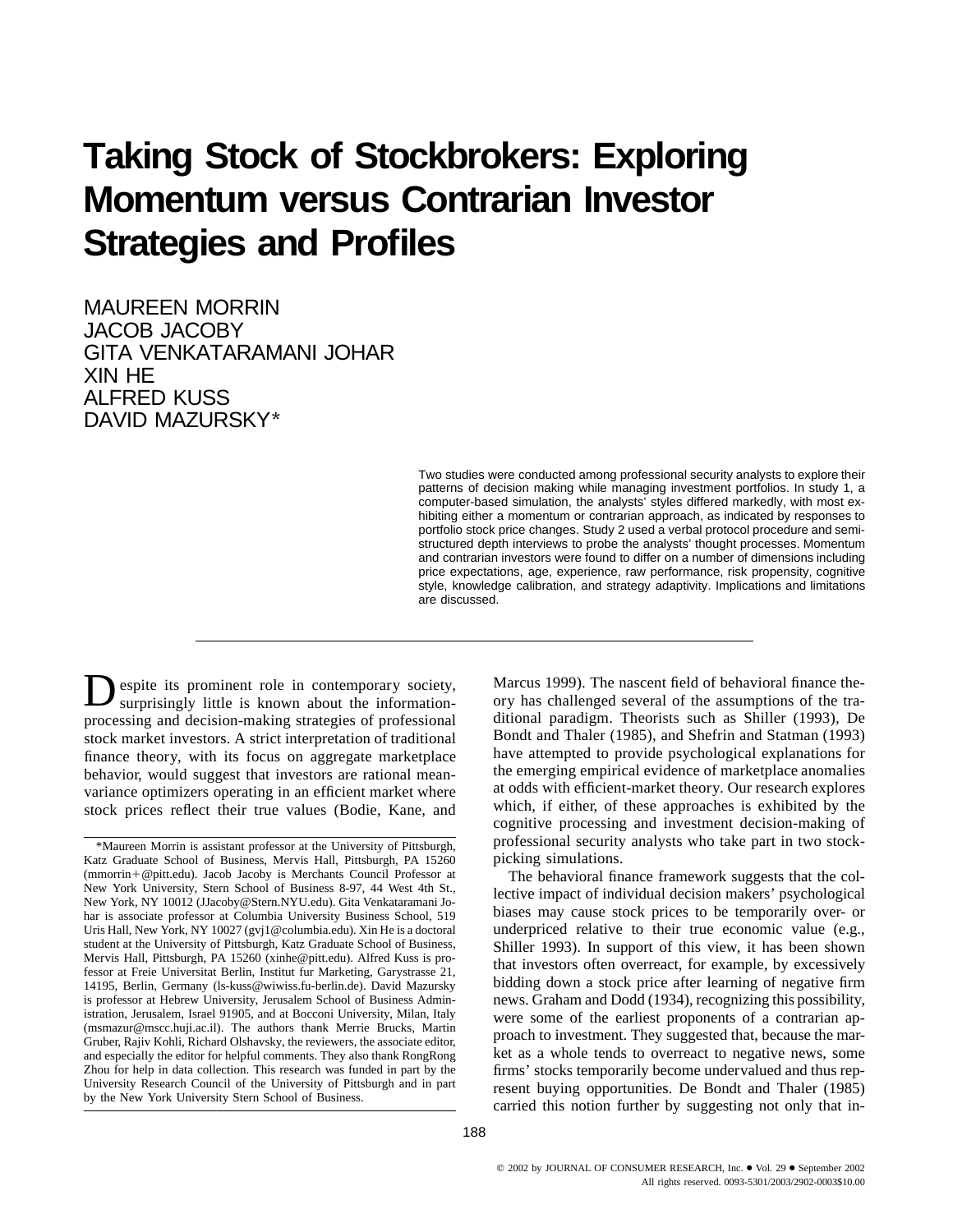# Taking Stock of Stockbrokers: Exploring Momentum versus Contrarian Investor Strategies and Profiles

MAUREEN MORRIN
JACOB JACOBY
GITA VENKATARAMANI JOHAR
XIN HE
ALFRED KUSS
DAVID MAZURSKY*

Two studies were conducted among professional security analysts to explore their patterns of decision making while managing investment portfolios. In study 1, a computer-based simulation, the analysts' styles differed markedly, with most exhibiting either a momentum or contrarian approach, as indicated by responses to portfolio stock price changes. Study 2 used a verbal protocol procedure and semi-structured depth interviews to probe the analysts' thought processes. Momentum and contrarian investors were found to differ on a number of dimensions including price expectations, age, experience, raw performance, risk propensity, cognitive style, knowledge calibration, and strategy adaptivity. Implications and limitations are discussed.

---

Despite its prominent role in contemporary society, surprisingly little is known about the information-processing and decision-making strategies of professional stock market investors. A strict interpretation of traditional finance theory, with its focus on aggregate marketplace behavior, would suggest that investors are rational mean-variance optimizers operating in an efficient market where stock prices reflect their true values (Bodie, Kane, and Marcus 1999). The nascent field of behavioral finance theory has challenged several of the assumptions of the traditional paradigm. Theorists such as Shiller (1993), De Bondt and Thaler (1985), and Shefrin and Statman (1993) have attempted to provide psychological explanations for the emerging empirical evidence of marketplace anomalies at odds with efficient-market theory. Our research explores which, if either, of these approaches is exhibited by the cognitive processing and investment decision-making of professional security analysts who take part in two stock-picking simulations.

The behavioral finance framework suggests that the collective impact of individual decision makers' psychological biases may cause stock prices to be temporarily over- or underpriced relative to their true economic value (e.g., Shiller 1993). In support of this view, it has been shown that investors often overreact, for example, by excessively bidding down a stock price after learning of negative firm news. Graham and Dodd (1934), recognizing this possibility, were some of the earliest proponents of a contrarian approach to investment. They suggested that, because the market as a whole tends to overreact to negative news, some firms' stocks temporarily become undervalued and thus represent buying opportunities. De Bondt and Thaler (1985) carried this notion further by suggesting not only that in-

*Maureen Morrin is assistant professor at the University of Pittsburgh, Katz Graduate School of Business, Mervis Hall, Pittsburgh, PA 15260 (mmorrin+@pitt.edu). Jacob Jacoby is Merchants Council Professor at New York University, Stern School of Business 8-97, 44 West 4th St., New York, NY 10012 (JJacoby@Stern.NYU.edu). Gita Venkataramani Johar is associate professor at Columbia University Business School, 519 Uris Hall, New York, NY 10027 (gvj1@columbia.edu). Xin He is a doctoral student at the University of Pittsburgh, Katz Graduate School of Business, Mervis Hall, Pittsburgh, PA 15260 (xinhe@pitt.edu). Alfred Kuss is professor at Freie Universitat Berlin, Institut fur Marketing, Garystrasse 21, 14195, Berlin, Germany (ls-kuss@wiwiss.fu-berlin.de). David Mazursky is professor at Hebrew University, Jerusalem School of Business Administration, Jerusalem, Israel 91905, and at Bocconi University, Milan, Italy (msmazur@mscc.huji.ac.il). The authors thank Merrie Brucks, Martin Gruber, Rajiv Kohli, Richard Olshavsky, the reviewers, the associate editor, and especially the editor for helpful comments. They also thank RongRong Zhou for help in data collection. This research was funded in part by the University Research Council of the University of Pittsburgh and in part by the New York University Stern School of Business.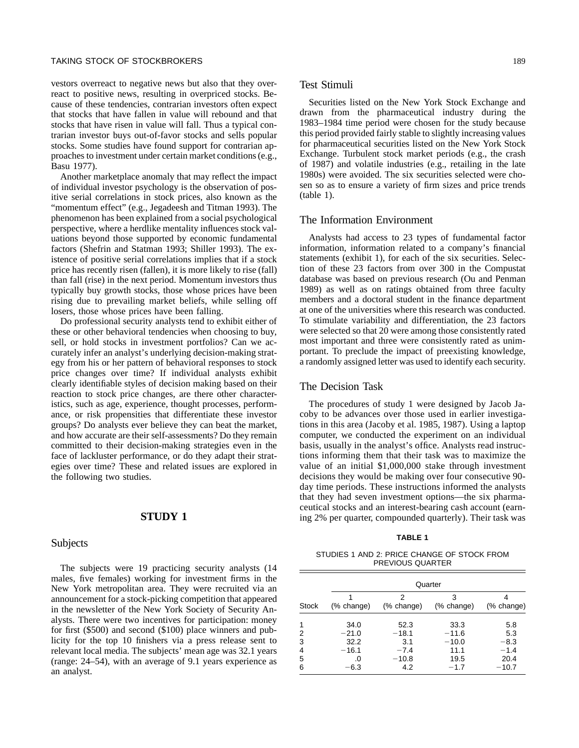vestors overreact to negative news but also that they overreact to positive news, resulting in overpriced stocks. Because of these tendencies, contrarian investors often expect that stocks that have fallen in value will rebound and that stocks that have risen in value will fall. Thus a typical contrarian investor buys out-of-favor stocks and sells popular stocks. Some studies have found support for contrarian approaches to investment under certain market conditions (e.g., Basu 1977).

Another marketplace anomaly that may reflect the impact of individual investor psychology is the observation of positive serial correlations in stock prices, also known as the "momentum effect" (e.g., Jegadeesh and Titman 1993). The phenomenon has been explained from a social psychological perspective, where a herdlike mentality influences stock valuations beyond those supported by economic fundamental factors (Shefrin and Statman 1993; Shiller 1993). The existence of positive serial correlations implies that if a stock price has recently risen (fallen), it is more likely to rise (fall) than fall (rise) in the next period. Momentum investors thus typically buy growth stocks, those whose prices have been rising due to prevailing market beliefs, while selling off losers, those whose prices have been falling.

Do professional security analysts tend to exhibit either of these or other behavioral tendencies when choosing to buy, sell, or hold stocks in investment portfolios? Can we accurately infer an analyst's underlying decision-making strategy from his or her pattern of behavioral responses to stock price changes over time? If individual analysts exhibit clearly identifiable styles of decision making based on their reaction to stock price changes, are there other characteristics, such as age, experience, thought processes, performance, or risk propensities that differentiate these investor groups? Do analysts ever believe they can beat the market, and how accurate are their self-assessments? Do they remain committed to their decision-making strategies even in the face of lackluster performance, or do they adapt their strategies over time? These and related issues are explored in the following two studies.

## STUDY 1

### Subjects

The subjects were 19 practicing security analysts (14 males, five females) working for investment firms in the New York metropolitan area. They were recruited via an announcement for a stock-picking competition that appeared in the newsletter of the New York Society of Security Analysts. There were two incentives for participation: money for first ($500) and second ($100) place winners and publicity for the top 10 finishers via a press release sent to relevant local media. The subjects' mean age was 32.1 years (range: 24–54), with an average of 9.1 years experience as an analyst.

### Test Stimuli

Securities listed on the New York Stock Exchange and drawn from the pharmaceutical industry during the 1983–1984 time period were chosen for the study because this period provided fairly stable to slightly increasing values for pharmaceutical securities listed on the New York Stock Exchange. Turbulent stock market periods (e.g., the crash of 1987) and volatile industries (e.g., retailing in the late 1980s) were avoided. The six securities selected were chosen so as to ensure a variety of firm sizes and price trends (table 1).

### The Information Environment

Analysts had access to 23 types of fundamental factor information, information related to a company's financial statements (exhibit 1), for each of the six securities. Selection of these 23 factors from over 300 in the Compustat database was based on previous research (Ou and Penman 1989) as well as on ratings obtained from three faculty members and a doctoral student in the finance department at one of the universities where this research was conducted. To stimulate variability and differentiation, the 23 factors were selected so that 20 were among those consistently rated most important and three were consistently rated as unimportant. To preclude the impact of preexisting knowledge, a randomly assigned letter was used to identify each security.

### The Decision Task

The procedures of study 1 were designed by Jacob Jacoby to be advances over those used in earlier investigations in this area (Jacoby et al. 1985, 1987). Using a laptop computer, we conducted the experiment on an individual basis, usually in the analyst's office. Analysts read instructions informing them that their task was to maximize the value of an initial $1,000,000 stake through investment decisions they would be making over four consecutive 90-day time periods. These instructions informed the analysts that they had seven investment options—the six pharmaceutical stocks and an interest-bearing cash account (earning 2% per quarter, compounded quarterly). Their task was

**TABLE 1**

STUDIES 1 AND 2: PRICE CHANGE OF STOCK FROM PREVIOUS QUARTER

| | Quarter | | | |
|---|---|---|---|---|
| Stock | 1 (% change) | 2 (% change) | 3 (% change) | 4 (% change) |
| 1 | 34.0 | 52.3 | 33.3 | 5.8 |
| 2 | −21.0 | −18.1 | −11.6 | 5.3 |
| 3 | 32.2 | 3.1 | −10.0 | −8.3 |
| 4 | −16.1 | −7.4 | 11.1 | −1.4 |
| 5 | .0 | −10.8 | 19.5 | 20.4 |
| 6 | −6.3 | 4.2 | −1.7 | −10.7 |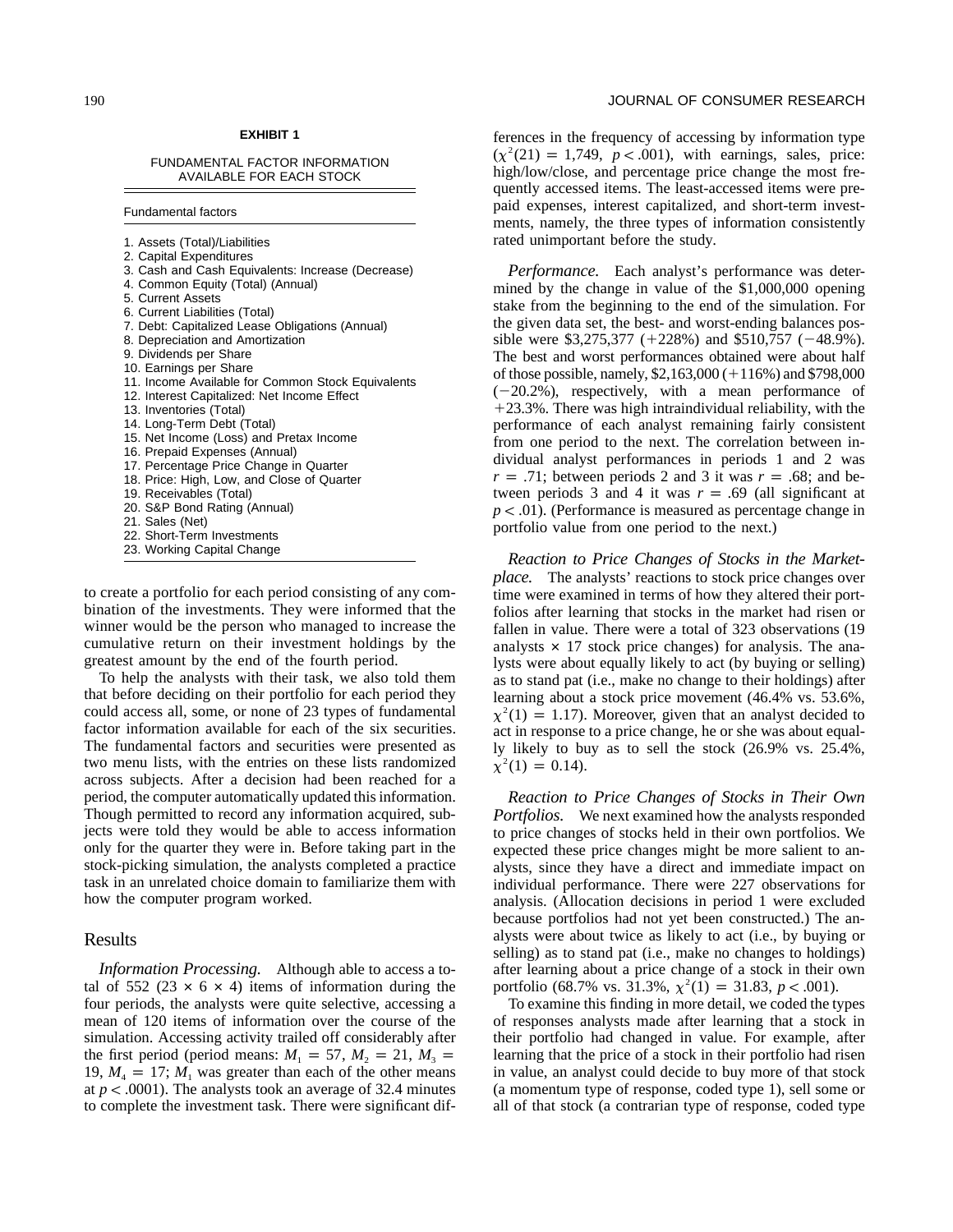**EXHIBIT 1**

FUNDAMENTAL FACTOR INFORMATION AVAILABLE FOR EACH STOCK

| Fundamental factors |
| --- |
| 1. Assets (Total)/Liabilities |
| 2. Capital Expenditures |
| 3. Cash and Cash Equivalents: Increase (Decrease) |
| 4. Common Equity (Total) (Annual) |
| 5. Current Assets |
| 6. Current Liabilities (Total) |
| 7. Debt: Capitalized Lease Obligations (Annual) |
| 8. Depreciation and Amortization |
| 9. Dividends per Share |
| 10. Earnings per Share |
| 11. Income Available for Common Stock Equivalents |
| 12. Interest Capitalized: Net Income Effect |
| 13. Inventories (Total) |
| 14. Long-Term Debt (Total) |
| 15. Net Income (Loss) and Pretax Income |
| 16. Prepaid Expenses (Annual) |
| 17. Percentage Price Change in Quarter |
| 18. Price: High, Low, and Close of Quarter |
| 19. Receivables (Total) |
| 20. S&P Bond Rating (Annual) |
| 21. Sales (Net) |
| 22. Short-Term Investments |
| 23. Working Capital Change |

to create a portfolio for each period consisting of any combination of the investments. They were informed that the winner would be the person who managed to increase the cumulative return on their investment holdings by the greatest amount by the end of the fourth period.

To help the analysts with their task, we also told them that before deciding on their portfolio for each period they could access all, some, or none of 23 types of fundamental factor information available for each of the six securities. The fundamental factors and securities were presented as two menu lists, with the entries on these lists randomized across subjects. After a decision had been reached for a period, the computer automatically updated this information. Though permitted to record any information acquired, subjects were told they would be able to access information only for the quarter they were in. Before taking part in the stock-picking simulation, the analysts completed a practice task in an unrelated choice domain to familiarize them with how the computer program worked.

## Results

*Information Processing.* Although able to access a total of 552 ($23 \times 6 \times 4$) items of information during the four periods, the analysts were quite selective, accessing a mean of 120 items of information over the course of the simulation. Accessing activity trailed off considerably after the first period (period means: $M_1 = 57$, $M_2 = 21$, $M_3 = 19$, $M_4 = 17$; $M_1$ was greater than each of the other means at $p < .0001$). The analysts took an average of 32.4 minutes to complete the investment task. There were significant differences in the frequency of accessing by information type ($\chi^2(21) = 1{,}749$, $p < .001$), with earnings, sales, price: high/low/close, and percentage price change the most frequently accessed items. The least-accessed items were prepaid expenses, interest capitalized, and short-term investments, namely, the three types of information consistently rated unimportant before the study.

*Performance.* Each analyst's performance was determined by the change in value of the \$1,000,000 opening stake from the beginning to the end of the simulation. For the given data set, the best- and worst-ending balances possible were \$3,275,377 (+228%) and \$510,757 (−48.9%). The best and worst performances obtained were about half of those possible, namely, \$2,163,000 (+116%) and \$798,000 (−20.2%), respectively, with a mean performance of +23.3%. There was high intraindividual reliability, with the performance of each analyst remaining fairly consistent from one period to the next. The correlation between individual analyst performances in periods 1 and 2 was $r = .71$; between periods 2 and 3 it was $r = .68$; and between periods 3 and 4 it was $r = .69$ (all significant at $p < .01$). (Performance is measured as percentage change in portfolio value from one period to the next.)

*Reaction to Price Changes of Stocks in the Marketplace.* The analysts' reactions to stock price changes over time were examined in terms of how they altered their portfolios after learning that stocks in the market had risen or fallen in value. There were a total of 323 observations (19 analysts × 17 stock price changes) for analysis. The analysts were about equally likely to act (by buying or selling) as to stand pat (i.e., make no change to their holdings) after learning about a stock price movement (46.4% vs. 53.6%, $\chi^2(1) = 1.17$). Moreover, given that an analyst decided to act in response to a price change, he or she was about equally likely to buy as to sell the stock (26.9% vs. 25.4%, $\chi^2(1) = 0.14$).

*Reaction to Price Changes of Stocks in Their Own Portfolios.* We next examined how the analysts responded to price changes of stocks held in their own portfolios. We expected these price changes might be more salient to analysts, since they have a direct and immediate impact on individual performance. There were 227 observations for analysis. (Allocation decisions in period 1 were excluded because portfolios had not yet been constructed.) The analysts were about twice as likely to act (i.e., by buying or selling) as to stand pat (i.e., make no changes to holdings) after learning about a price change of a stock in their own portfolio (68.7% vs. 31.3%, $\chi^2(1) = 31.83$, $p < .001$).

To examine this finding in more detail, we coded the types of responses analysts made after learning that a stock in their portfolio had changed in value. For example, after learning that the price of a stock in their portfolio had risen in value, an analyst could decide to buy more of that stock (a momentum type of response, coded type 1), sell some or all of that stock (a contrarian type of response, coded type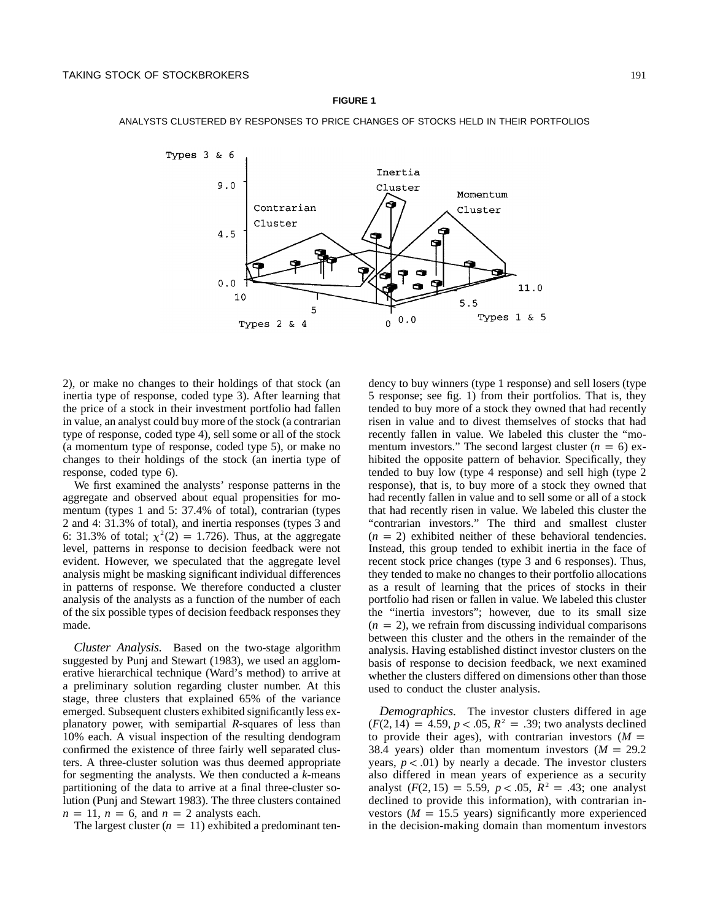**FIGURE 1**

ANALYSTS CLUSTERED BY RESPONSES TO PRICE CHANGES OF STOCKS HELD IN THEIR PORTFOLIOS

2), or make no changes to their holdings of that stock (an inertia type of response, coded type 3). After learning that the price of a stock in their investment portfolio had fallen in value, an analyst could buy more of the stock (a contrarian type of response, coded type 4), sell some or all of the stock (a momentum type of response, coded type 5), or make no changes to their holdings of the stock (an inertia type of response, coded type 6).

We first examined the analysts' response patterns in the aggregate and observed about equal propensities for momentum (types 1 and 5: 37.4% of total), contrarian (types 2 and 4: 31.3% of total), and inertia responses (types 3 and 6: 31.3% of total; $\chi^2(2) = 1.726$). Thus, at the aggregate level, patterns in response to decision feedback were not evident. However, we speculated that the aggregate level analysis might be masking significant individual differences in patterns of response. We therefore conducted a cluster analysis of the analysts as a function of the number of each of the six possible types of decision feedback responses they made.

*Cluster Analysis.* Based on the two-stage algorithm suggested by Punj and Stewart (1983), we used an agglomerative hierarchical technique (Ward's method) to arrive at a preliminary solution regarding cluster number. At this stage, three clusters that explained 65% of the variance emerged. Subsequent clusters exhibited significantly less explanatory power, with semipartial $R$-squares of less than 10% each. A visual inspection of the resulting dendogram confirmed the existence of three fairly well separated clusters. A three-cluster solution was thus deemed appropriate for segmenting the analysts. We then conducted a $k$-means partitioning of the data to arrive at a final three-cluster solution (Punj and Stewart 1983). The three clusters contained $n = 11$, $n = 6$, and $n = 2$ analysts each.

The largest cluster ($n = 11$) exhibited a predominant tendency to buy winners (type 1 response) and sell losers (type 5 response; see fig. 1) from their portfolios. That is, they tended to buy more of a stock they owned that had recently risen in value and to divest themselves of stocks that had recently fallen in value. We labeled this cluster the "momentum investors." The second largest cluster ($n = 6$) exhibited the opposite pattern of behavior. Specifically, they tended to buy low (type 4 response) and sell high (type 2 response), that is, to buy more of a stock they owned that had recently fallen in value and to sell some or all of a stock that had recently risen in value. We labeled this cluster the "contrarian investors." The third and smallest cluster ($n = 2$) exhibited neither of these behavioral tendencies. Instead, this group tended to exhibit inertia in the face of recent stock price changes (type 3 and 6 responses). Thus, they tended to make no changes to their portfolio allocations as a result of learning that the prices of stocks in their portfolio had risen or fallen in value. We labeled this cluster the "inertia investors"; however, due to its small size ($n = 2$), we refrain from discussing individual comparisons between this cluster and the others in the remainder of the analysis. Having established distinct investor clusters on the basis of response to decision feedback, we next examined whether the clusters differed on dimensions other than those used to conduct the cluster analysis.

*Demographics.* The investor clusters differed in age ($F(2, 14) = 4.59$, $p < .05$, $R^2 = .39$; two analysts declined to provide their ages), with contrarian investors ($M = 38.4$ years) older than momentum investors ($M = 29.2$ years, $p < .01$) by nearly a decade. The investor clusters also differed in mean years of experience as a security analyst ($F(2, 15) = 5.59$, $p < .05$, $R^2 = .43$; one analyst declined to provide this information), with contrarian investors ($M = 15.5$ years) significantly more experienced in the decision-making domain than momentum investors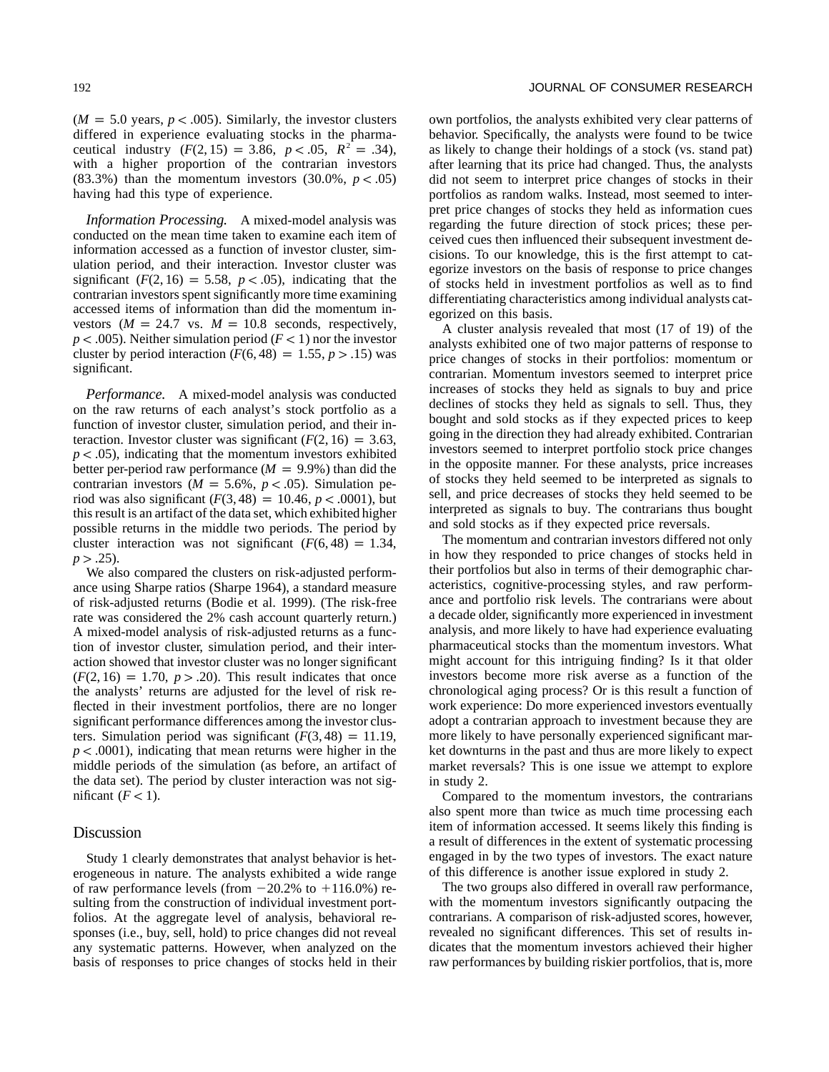($M = 5.0$ years, $p < .005$). Similarly, the investor clusters differed in experience evaluating stocks in the pharmaceutical industry ($F(2, 15) = 3.86$, $p < .05$, $R^2 = .34$), with a higher proportion of the contrarian investors (83.3%) than the momentum investors (30.0%, $p < .05$) having had this type of experience.

*Information Processing.* A mixed-model analysis was conducted on the mean time taken to examine each item of information accessed as a function of investor cluster, simulation period, and their interaction. Investor cluster was significant ($F(2, 16) = 5.58$, $p < .05$), indicating that the contrarian investors spent significantly more time examining accessed items of information than did the momentum investors ($M = 24.7$ vs. $M = 10.8$ seconds, respectively, $p < .005$). Neither simulation period ($F < 1$) nor the investor cluster by period interaction ($F(6, 48) = 1.55$, $p > .15$) was significant.

*Performance.* A mixed-model analysis was conducted on the raw returns of each analyst's stock portfolio as a function of investor cluster, simulation period, and their interaction. Investor cluster was significant ($F(2, 16) = 3.63$, $p < .05$), indicating that the momentum investors exhibited better per-period raw performance ($M = 9.9\%$) than did the contrarian investors ($M = 5.6\%$, $p < .05$). Simulation period was also significant ($F(3, 48) = 10.46$, $p < .0001$), but this result is an artifact of the data set, which exhibited higher possible returns in the middle two periods. The period by cluster interaction was not significant ($F(6, 48) = 1.34$, $p > .25$).

We also compared the clusters on risk-adjusted performance using Sharpe ratios (Sharpe 1964), a standard measure of risk-adjusted returns (Bodie et al. 1999). (The risk-free rate was considered the 2% cash account quarterly return.) A mixed-model analysis of risk-adjusted returns as a function of investor cluster, simulation period, and their interaction showed that investor cluster was no longer significant ($F(2, 16) = 1.70$, $p > .20$). This result indicates that once the analysts' returns are adjusted for the level of risk reflected in their investment portfolios, there are no longer significant performance differences among the investor clusters. Simulation period was significant ($F(3, 48) = 11.19$, $p < .0001$), indicating that mean returns were higher in the middle periods of the simulation (as before, an artifact of the data set). The period by cluster interaction was not significant ($F < 1$).

## Discussion

Study 1 clearly demonstrates that analyst behavior is heterogeneous in nature. The analysts exhibited a wide range of raw performance levels (from $-20.2\%$ to $+116.0\%$) resulting from the construction of individual investment portfolios. At the aggregate level of analysis, behavioral responses (i.e., buy, sell, hold) to price changes did not reveal any systematic patterns. However, when analyzed on the basis of responses to price changes of stocks held in their own portfolios, the analysts exhibited very clear patterns of behavior. Specifically, the analysts were found to be twice as likely to change their holdings of a stock (vs. stand pat) after learning that its price had changed. Thus, the analysts did not seem to interpret price changes of stocks in their portfolios as random walks. Instead, most seemed to interpret price changes of stocks they held as information cues regarding the future direction of stock prices; these perceived cues then influenced their subsequent investment decisions. To our knowledge, this is the first attempt to categorize investors on the basis of response to price changes of stocks held in investment portfolios as well as to find differentiating characteristics among individual analysts categorized on this basis.

A cluster analysis revealed that most (17 of 19) of the analysts exhibited one of two major patterns of response to price changes of stocks in their portfolios: momentum or contrarian. Momentum investors seemed to interpret price increases of stocks they held as signals to buy and price declines of stocks they held as signals to sell. Thus, they bought and sold stocks as if they expected prices to keep going in the direction they had already exhibited. Contrarian investors seemed to interpret portfolio stock price changes in the opposite manner. For these analysts, price increases of stocks they held seemed to be interpreted as signals to sell, and price decreases of stocks they held seemed to be interpreted as signals to buy. The contrarians thus bought and sold stocks as if they expected price reversals.

The momentum and contrarian investors differed not only in how they responded to price changes of stocks held in their portfolios but also in terms of their demographic characteristics, cognitive-processing styles, and raw performance and portfolio risk levels. The contrarians were about a decade older, significantly more experienced in investment analysis, and more likely to have had experience evaluating pharmaceutical stocks than the momentum investors. What might account for this intriguing finding? Is it that older investors become more risk averse as a function of the chronological aging process? Or is this result a function of work experience: Do more experienced investors eventually adopt a contrarian approach to investment because they are more likely to have personally experienced significant market downturns in the past and thus are more likely to expect market reversals? This is one issue we attempt to explore in study 2.

Compared to the momentum investors, the contrarians also spent more than twice as much time processing each item of information accessed. It seems likely this finding is a result of differences in the extent of systematic processing engaged in by the two types of investors. The exact nature of this difference is another issue explored in study 2.

The two groups also differed in overall raw performance, with the momentum investors significantly outpacing the contrarians. A comparison of risk-adjusted scores, however, revealed no significant differences. This set of results indicates that the momentum investors achieved their higher raw performances by building riskier portfolios, that is, more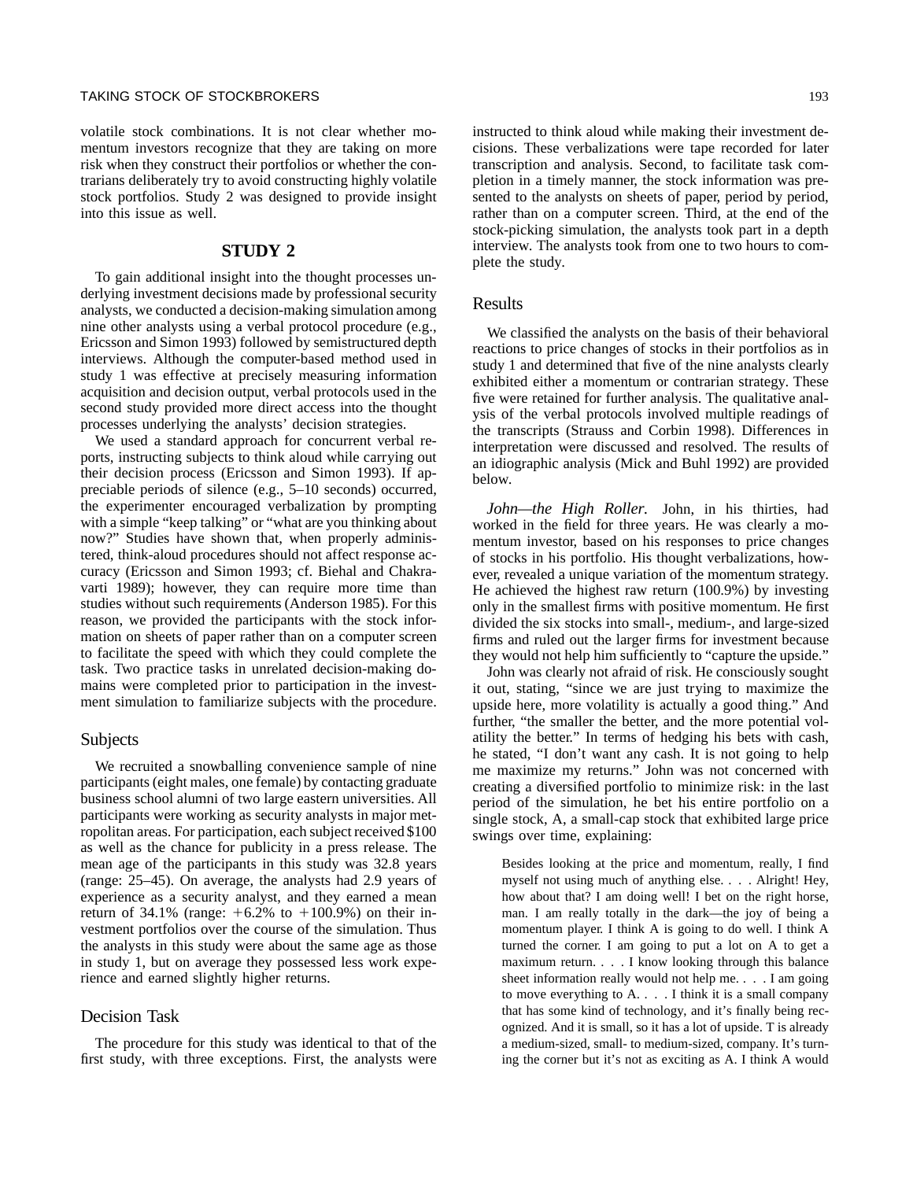volatile stock combinations. It is not clear whether momentum investors recognize that they are taking on more risk when they construct their portfolios or whether the contrarians deliberately try to avoid constructing highly volatile stock portfolios. Study 2 was designed to provide insight into this issue as well.

## STUDY 2

To gain additional insight into the thought processes underlying investment decisions made by professional security analysts, we conducted a decision-making simulation among nine other analysts using a verbal protocol procedure (e.g., Ericsson and Simon 1993) followed by semistructured depth interviews. Although the computer-based method used in study 1 was effective at precisely measuring information acquisition and decision output, verbal protocols used in the second study provided more direct access into the thought processes underlying the analysts' decision strategies.

We used a standard approach for concurrent verbal reports, instructing subjects to think aloud while carrying out their decision process (Ericsson and Simon 1993). If appreciable periods of silence (e.g., 5–10 seconds) occurred, the experimenter encouraged verbalization by prompting with a simple "keep talking" or "what are you thinking about now?" Studies have shown that, when properly administered, think-aloud procedures should not affect response accuracy (Ericsson and Simon 1993; cf. Biehal and Chakravarti 1989); however, they can require more time than studies without such requirements (Anderson 1985). For this reason, we provided the participants with the stock information on sheets of paper rather than on a computer screen to facilitate the speed with which they could complete the task. Two practice tasks in unrelated decision-making domains were completed prior to participation in the investment simulation to familiarize subjects with the procedure.

### Subjects

We recruited a snowballing convenience sample of nine participants (eight males, one female) by contacting graduate business school alumni of two large eastern universities. All participants were working as security analysts in major metropolitan areas. For participation, each subject received $100 as well as the chance for publicity in a press release. The mean age of the participants in this study was 32.8 years (range: 25–45). On average, the analysts had 2.9 years of experience as a security analyst, and they earned a mean return of 34.1% (range: +6.2% to +100.9%) on their investment portfolios over the course of the simulation. Thus the analysts in this study were about the same age as those in study 1, but on average they possessed less work experience and earned slightly higher returns.

### Decision Task

The procedure for this study was identical to that of the first study, with three exceptions. First, the analysts were instructed to think aloud while making their investment decisions. These verbalizations were tape recorded for later transcription and analysis. Second, to facilitate task completion in a timely manner, the stock information was presented to the analysts on sheets of paper, period by period, rather than on a computer screen. Third, at the end of the stock-picking simulation, the analysts took part in a depth interview. The analysts took from one to two hours to complete the study.

### Results

We classified the analysts on the basis of their behavioral reactions to price changes of stocks in their portfolios as in study 1 and determined that five of the nine analysts clearly exhibited either a momentum or contrarian strategy. These five were retained for further analysis. The qualitative analysis of the verbal protocols involved multiple readings of the transcripts (Strauss and Corbin 1998). Differences in interpretation were discussed and resolved. The results of an idiographic analysis (Mick and Buhl 1992) are provided below.

*John—the High Roller.* John, in his thirties, had worked in the field for three years. He was clearly a momentum investor, based on his responses to price changes of stocks in his portfolio. His thought verbalizations, however, revealed a unique variation of the momentum strategy. He achieved the highest raw return (100.9%) by investing only in the smallest firms with positive momentum. He first divided the six stocks into small-, medium-, and large-sized firms and ruled out the larger firms for investment because they would not help him sufficiently to "capture the upside."

John was clearly not afraid of risk. He consciously sought it out, stating, "since we are just trying to maximize the upside here, more volatility is actually a good thing." And further, "the smaller the better, and the more potential volatility the better." In terms of hedging his bets with cash, he stated, "I don't want any cash. It is not going to help me maximize my returns." John was not concerned with creating a diversified portfolio to minimize risk: in the last period of the simulation, he bet his entire portfolio on a single stock, A, a small-cap stock that exhibited large price swings over time, explaining:

> Besides looking at the price and momentum, really, I find myself not using much of anything else. . . . Alright! Hey, how about that? I am doing well! I bet on the right horse, man. I am really totally in the dark—the joy of being a momentum player. I think A is going to do well. I think A turned the corner. I am going to put a lot on A to get a maximum return. . . . I know looking through this balance sheet information really would not help me. . . . I am going to move everything to A. . . . I think it is a small company that has some kind of technology, and it's finally being recognized. And it is small, so it has a lot of upside. T is already a medium-sized, small- to medium-sized, company. It's turning the corner but it's not as exciting as A. I think A would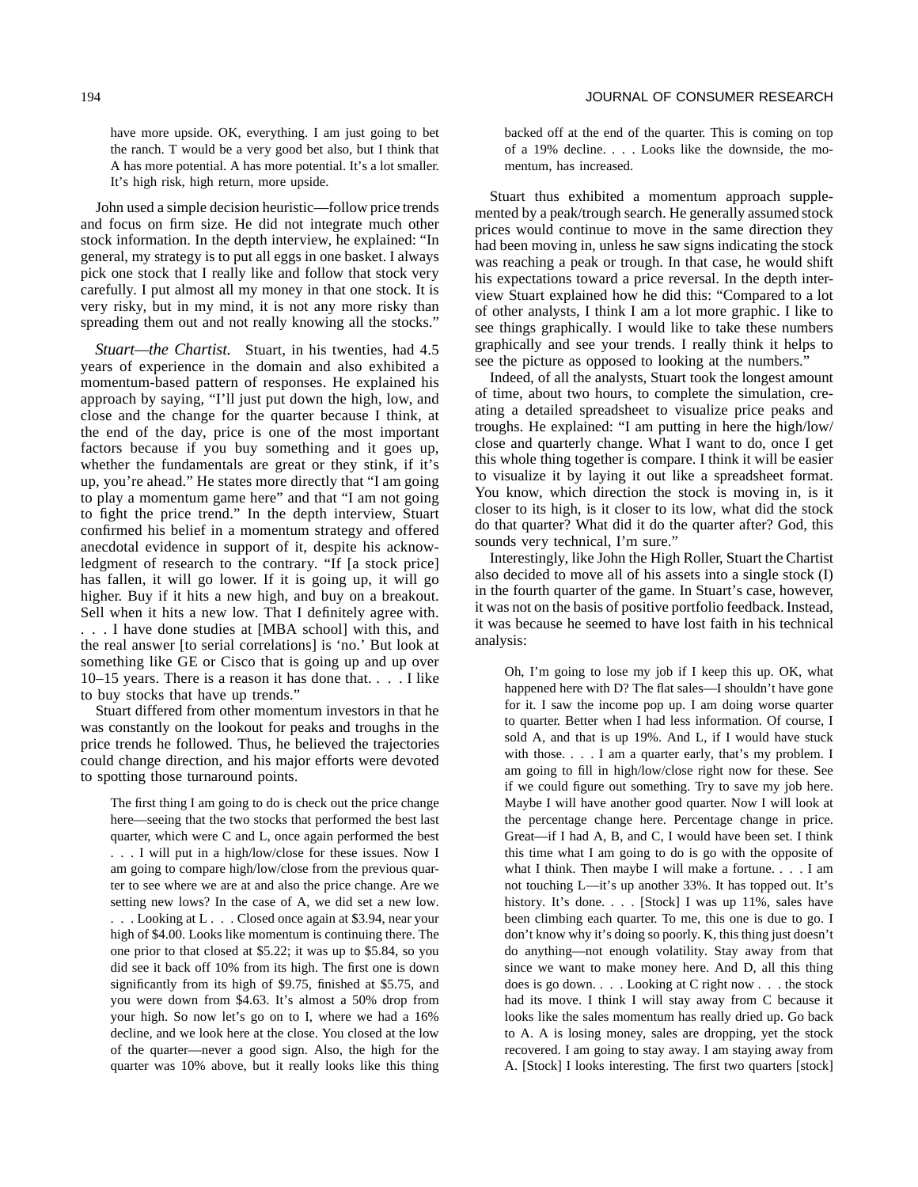have more upside. OK, everything. I am just going to bet the ranch. T would be a very good bet also, but I think that A has more potential. A has more potential. It's a lot smaller. It's high risk, high return, more upside.

John used a simple decision heuristic—follow price trends and focus on firm size. He did not integrate much other stock information. In the depth interview, he explained: "In general, my strategy is to put all eggs in one basket. I always pick one stock that I really like and follow that stock very carefully. I put almost all my money in that one stock. It is very risky, but in my mind, it is not any more risky than spreading them out and not really knowing all the stocks."

*Stuart—the Chartist.* Stuart, in his twenties, had 4.5 years of experience in the domain and also exhibited a momentum-based pattern of responses. He explained his approach by saying, "I'll just put down the high, low, and close and the change for the quarter because I think, at the end of the day, price is one of the most important factors because if you buy something and it goes up, whether the fundamentals are great or they stink, if it's up, you're ahead." He states more directly that "I am going to play a momentum game here" and that "I am not going to fight the price trend." In the depth interview, Stuart confirmed his belief in a momentum strategy and offered anecdotal evidence in support of it, despite his acknowledgment of research to the contrary. "If [a stock price] has fallen, it will go lower. If it is going up, it will go higher. Buy if it hits a new high, and buy on a breakout. Sell when it hits a new low. That I definitely agree with. . . . I have done studies at [MBA school] with this, and the real answer [to serial correlations] is 'no.' But look at something like GE or Cisco that is going up and up over 10–15 years. There is a reason it has done that. . . . I like to buy stocks that have up trends."

Stuart differed from other momentum investors in that he was constantly on the lookout for peaks and troughs in the price trends he followed. Thus, he believed the trajectories could change direction, and his major efforts were devoted to spotting those turnaround points.

> The first thing I am going to do is check out the price change here—seeing that the two stocks that performed the best last quarter, which were C and L, once again performed the best . . . I will put in a high/low/close for these issues. Now I am going to compare high/low/close from the previous quarter to see where we are at and also the price change. Are we setting new lows? In the case of A, we did set a new low. . . . Looking at L . . . Closed once again at $3.94, near your high of $4.00. Looks like momentum is continuing there. The one prior to that closed at $5.22; it was up to $5.84, so you did see it back off 10% from its high. The first one is down significantly from its high of $9.75, finished at $5.75, and you were down from $4.63. It's almost a 50% drop from your high. So now let's go on to I, where we had a 16% decline, and we look here at the close. You closed at the low of the quarter—never a good sign. Also, the high for the quarter was 10% above, but it really looks like this thing backed off at the end of the quarter. This is coming on top of a 19% decline. . . . Looks like the downside, the momentum, has increased.

Stuart thus exhibited a momentum approach supplemented by a peak/trough search. He generally assumed stock prices would continue to move in the same direction they had been moving in, unless he saw signs indicating the stock was reaching a peak or trough. In that case, he would shift his expectations toward a price reversal. In the depth interview Stuart explained how he did this: "Compared to a lot of other analysts, I think I am a lot more graphic. I like to see things graphically. I would like to take these numbers graphically and see your trends. I really think it helps to see the picture as opposed to looking at the numbers."

Indeed, of all the analysts, Stuart took the longest amount of time, about two hours, to complete the simulation, creating a detailed spreadsheet to visualize price peaks and troughs. He explained: "I am putting in here the high/low/close and quarterly change. What I want to do, once I get this whole thing together is compare. I think it will be easier to visualize it by laying it out like a spreadsheet format. You know, which direction the stock is moving in, is it closer to its high, is it closer to its low, what did the stock do that quarter? What did it do the quarter after? God, this sounds very technical, I'm sure."

Interestingly, like John the High Roller, Stuart the Chartist also decided to move all of his assets into a single stock (I) in the fourth quarter of the game. In Stuart's case, however, it was not on the basis of positive portfolio feedback. Instead, it was because he seemed to have lost faith in his technical analysis:

> Oh, I'm going to lose my job if I keep this up. OK, what happened here with D? The flat sales—I shouldn't have gone for it. I saw the income pop up. I am doing worse quarter to quarter. Better when I had less information. Of course, I sold A, and that is up 19%. And L, if I would have stuck with those. . . . I am a quarter early, that's my problem. I am going to fill in high/low/close right now for these. See if we could figure out something. Try to save my job here. Maybe I will have another good quarter. Now I will look at the percentage change here. Percentage change in price. Great—if I had A, B, and C, I would have been set. I think this time what I am going to do is go with the opposite of what I think. Then maybe I will make a fortune. . . . I am not touching L—it's up another 33%. It has topped out. It's history. It's done. . . . [Stock] I was up 11%, sales have been climbing each quarter. To me, this one is due to go. I don't know why it's doing so poorly. K, this thing just doesn't do anything—not enough volatility. Stay away from that since we want to make money here. And D, all this thing does is go down. . . . Looking at C right now . . . the stock had its move. I think I will stay away from C because it looks like the sales momentum has really dried up. Go back to A. A is losing money, sales are dropping, yet the stock recovered. I am going to stay away. I am staying away from A. [Stock] I looks interesting. The first two quarters [stock]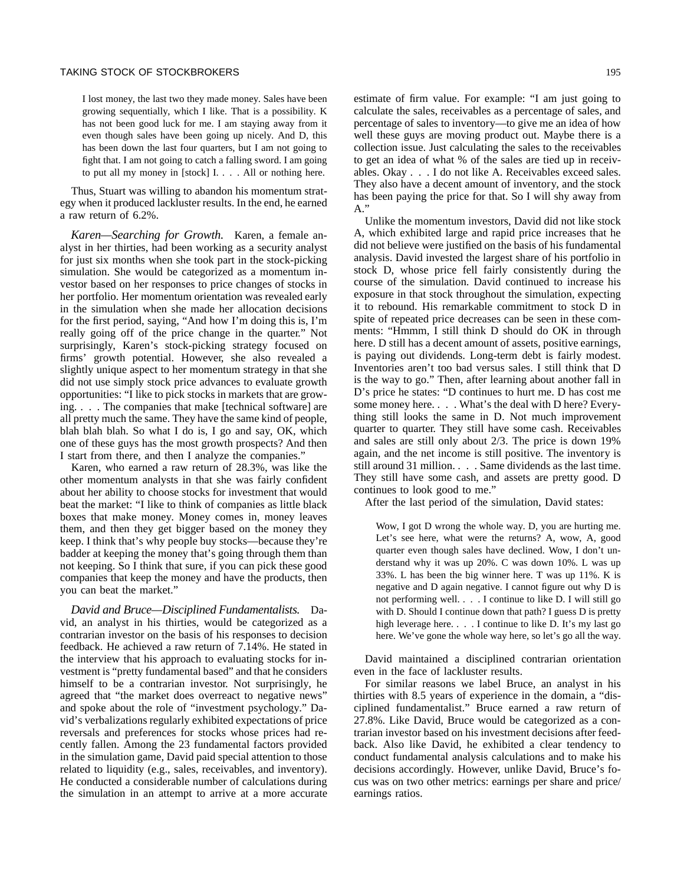> I lost money, the last two they made money. Sales have been growing sequentially, which I like. That is a possibility. K has not been good luck for me. I am staying away from it even though sales have been going up nicely. And D, this has been down the last four quarters, but I am not going to fight that. I am not going to catch a falling sword. I am going to put all my money in [stock] I. . . . All or nothing here.

Thus, Stuart was willing to abandon his momentum strategy when it produced lackluster results. In the end, he earned a raw return of 6.2%.

*Karen—Searching for Growth.* Karen, a female analyst in her thirties, had been working as a security analyst for just six months when she took part in the stock-picking simulation. She would be categorized as a momentum investor based on her responses to price changes of stocks in her portfolio. Her momentum orientation was revealed early in the simulation when she made her allocation decisions for the first period, saying, "And how I'm doing this is, I'm really going off of the price change in the quarter." Not surprisingly, Karen's stock-picking strategy focused on firms' growth potential. However, she also revealed a slightly unique aspect to her momentum strategy in that she did not use simply stock price advances to evaluate growth opportunities: "I like to pick stocks in markets that are growing. . . . The companies that make [technical software] are all pretty much the same. They have the same kind of people, blah blah blah. So what I do is, I go and say, OK, which one of these guys has the most growth prospects? And then I start from there, and then I analyze the companies."

Karen, who earned a raw return of 28.3%, was like the other momentum analysts in that she was fairly confident about her ability to choose stocks for investment that would beat the market: "I like to think of companies as little black boxes that make money. Money comes in, money leaves them, and then they get bigger based on the money they keep. I think that's why people buy stocks—because they're badder at keeping the money that's going through them than not keeping. So I think that sure, if you can pick these good companies that keep the money and have the products, then you can beat the market."

*David and Bruce—Disciplined Fundamentalists.* David, an analyst in his thirties, would be categorized as a contrarian investor on the basis of his responses to decision feedback. He achieved a raw return of 7.14%. He stated in the interview that his approach to evaluating stocks for investment is "pretty fundamental based" and that he considers himself to be a contrarian investor. Not surprisingly, he agreed that "the market does overreact to negative news" and spoke about the role of "investment psychology." David's verbalizations regularly exhibited expectations of price reversals and preferences for stocks whose prices had recently fallen. Among the 23 fundamental factors provided in the simulation game, David paid special attention to those related to liquidity (e.g., sales, receivables, and inventory). He conducted a considerable number of calculations during the simulation in an attempt to arrive at a more accurate estimate of firm value. For example: "I am just going to calculate the sales, receivables as a percentage of sales, and percentage of sales to inventory—to give me an idea of how well these guys are moving product out. Maybe there is a collection issue. Just calculating the sales to the receivables to get an idea of what % of the sales are tied up in receivables. Okay . . . I do not like A. Receivables exceed sales. They also have a decent amount of inventory, and the stock has been paying the price for that. So I will shy away from A."

Unlike the momentum investors, David did not like stock A, which exhibited large and rapid price increases that he did not believe were justified on the basis of his fundamental analysis. David invested the largest share of his portfolio in stock D, whose price fell fairly consistently during the course of the simulation. David continued to increase his exposure in that stock throughout the simulation, expecting it to rebound. His remarkable commitment to stock D in spite of repeated price decreases can be seen in these comments: "Hmmm, I still think D should do OK in through here. D still has a decent amount of assets, positive earnings, is paying out dividends. Long-term debt is fairly modest. Inventories aren't too bad versus sales. I still think that D is the way to go." Then, after learning about another fall in D's price he states: "D continues to hurt me. D has cost me some money here. . . . What's the deal with D here? Everything still looks the same in D. Not much improvement quarter to quarter. They still have some cash. Receivables and sales are still only about 2/3. The price is down 19% again, and the net income is still positive. The inventory is still around 31 million. . . . Same dividends as the last time. They still have some cash, and assets are pretty good. D continues to look good to me."

After the last period of the simulation, David states:

> Wow, I got D wrong the whole way. D, you are hurting me. Let's see here, what were the returns? A, wow, A, good quarter even though sales have declined. Wow, I don't understand why it was up 20%. C was down 10%. L was up 33%. L has been the big winner here. T was up 11%. K is negative and D again negative. I cannot figure out why D is not performing well. . . . I continue to like D. I will still go with D. Should I continue down that path? I guess D is pretty high leverage here. . . . I continue to like D. It's my last go here. We've gone the whole way here, so let's go all the way.

David maintained a disciplined contrarian orientation even in the face of lackluster results.

For similar reasons we label Bruce, an analyst in his thirties with 8.5 years of experience in the domain, a "disciplined fundamentalist." Bruce earned a raw return of 27.8%. Like David, Bruce would be categorized as a contrarian investor based on his investment decisions after feedback. Also like David, he exhibited a clear tendency to conduct fundamental analysis calculations and to make his decisions accordingly. However, unlike David, Bruce's focus was on two other metrics: earnings per share and price/earnings ratios.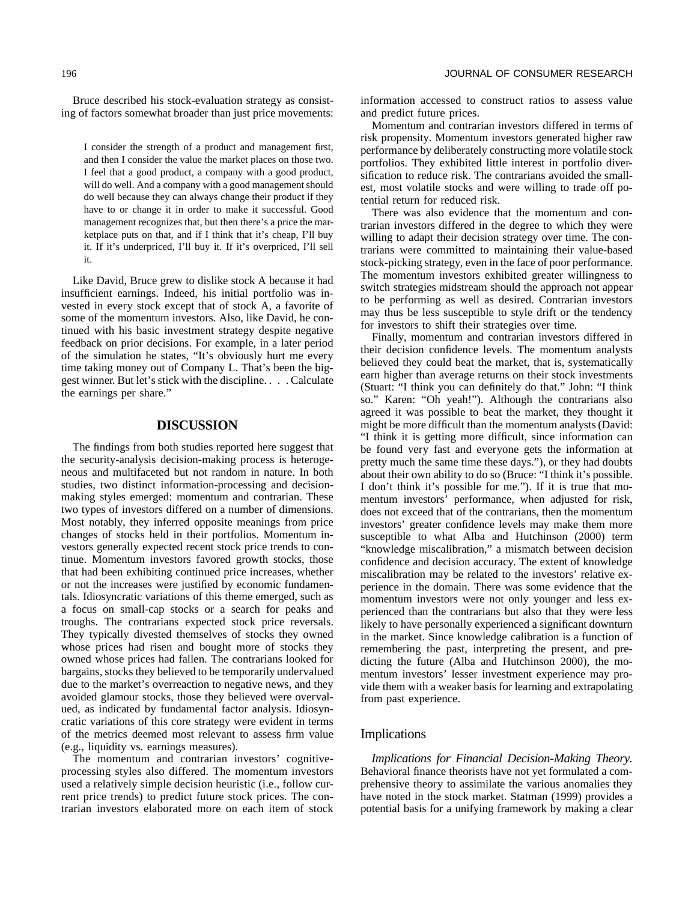Bruce described his stock-evaluation strategy as consisting of factors somewhat broader than just price movements:

> I consider the strength of a product and management first, and then I consider the value the market places on those two. I feel that a good product, a company with a good product, will do well. And a company with a good management should do well because they can always change their product if they have to or change it in order to make it successful. Good management recognizes that, but then there's a price the marketplace puts on that, and if I think that it's cheap, I'll buy it. If it's underpriced, I'll buy it. If it's overpriced, I'll sell it.

Like David, Bruce grew to dislike stock A because it had insufficient earnings. Indeed, his initial portfolio was invested in every stock except that of stock A, a favorite of some of the momentum investors. Also, like David, he continued with his basic investment strategy despite negative feedback on prior decisions. For example, in a later period of the simulation he states, "It's obviously hurt me every time taking money out of Company L. That's been the biggest winner. But let's stick with the discipline. . . . Calculate the earnings per share."

## DISCUSSION

The findings from both studies reported here suggest that the security-analysis decision-making process is heterogeneous and multifaceted but not random in nature. In both studies, two distinct information-processing and decision-making styles emerged: momentum and contrarian. These two types of investors differed on a number of dimensions. Most notably, they inferred opposite meanings from price changes of stocks held in their portfolios. Momentum investors generally expected recent stock price trends to continue. Momentum investors favored growth stocks, those that had been exhibiting continued price increases, whether or not the increases were justified by economic fundamentals. Idiosyncratic variations of this theme emerged, such as a focus on small-cap stocks or a search for peaks and troughs. The contrarians expected stock price reversals. They typically divested themselves of stocks they owned whose prices had risen and bought more of stocks they owned whose prices had fallen. The contrarians looked for bargains, stocks they believed to be temporarily undervalued due to the market's overreaction to negative news, and they avoided glamour stocks, those they believed were overvalued, as indicated by fundamental factor analysis. Idiosyncratic variations of this core strategy were evident in terms of the metrics deemed most relevant to assess firm value (e.g., liquidity vs. earnings measures).

The momentum and contrarian investors' cognitive-processing styles also differed. The momentum investors used a relatively simple decision heuristic (i.e., follow current price trends) to predict future stock prices. The contrarian investors elaborated more on each item of stock information accessed to construct ratios to assess value and predict future prices.

Momentum and contrarian investors differed in terms of risk propensity. Momentum investors generated higher raw performance by deliberately constructing more volatile stock portfolios. They exhibited little interest in portfolio diversification to reduce risk. The contrarians avoided the smallest, most volatile stocks and were willing to trade off potential return for reduced risk.

There was also evidence that the momentum and contrarian investors differed in the degree to which they were willing to adapt their decision strategy over time. The contrarians were committed to maintaining their value-based stock-picking strategy, even in the face of poor performance. The momentum investors exhibited greater willingness to switch strategies midstream should the approach not appear to be performing as well as desired. Contrarian investors may thus be less susceptible to style drift or the tendency for investors to shift their strategies over time.

Finally, momentum and contrarian investors differed in their decision confidence levels. The momentum analysts believed they could beat the market, that is, systematically earn higher than average returns on their stock investments (Stuart: "I think you can definitely do that." John: "I think so." Karen: "Oh yeah!"). Although the contrarians also agreed it was possible to beat the market, they thought it might be more difficult than the momentum analysts (David: "I think it is getting more difficult, since information can be found very fast and everyone gets the information at pretty much the same time these days."), or they had doubts about their own ability to do so (Bruce: "I think it's possible. I don't think it's possible for me."). If it is true that momentum investors' performance, when adjusted for risk, does not exceed that of the contrarians, then the momentum investors' greater confidence levels may make them more susceptible to what Alba and Hutchinson (2000) term "knowledge miscalibration," a mismatch between decision confidence and decision accuracy. The extent of knowledge miscalibration may be related to the investors' relative experience in the domain. There was some evidence that the momentum investors were not only younger and less experienced than the contrarians but also that they were less likely to have personally experienced a significant downturn in the market. Since knowledge calibration is a function of remembering the past, interpreting the present, and predicting the future (Alba and Hutchinson 2000), the momentum investors' lesser investment experience may provide them with a weaker basis for learning and extrapolating from past experience.

### Implications

*Implications for Financial Decision-Making Theory.* Behavioral finance theorists have not yet formulated a comprehensive theory to assimilate the various anomalies they have noted in the stock market. Statman (1999) provides a potential basis for a unifying framework by making a clear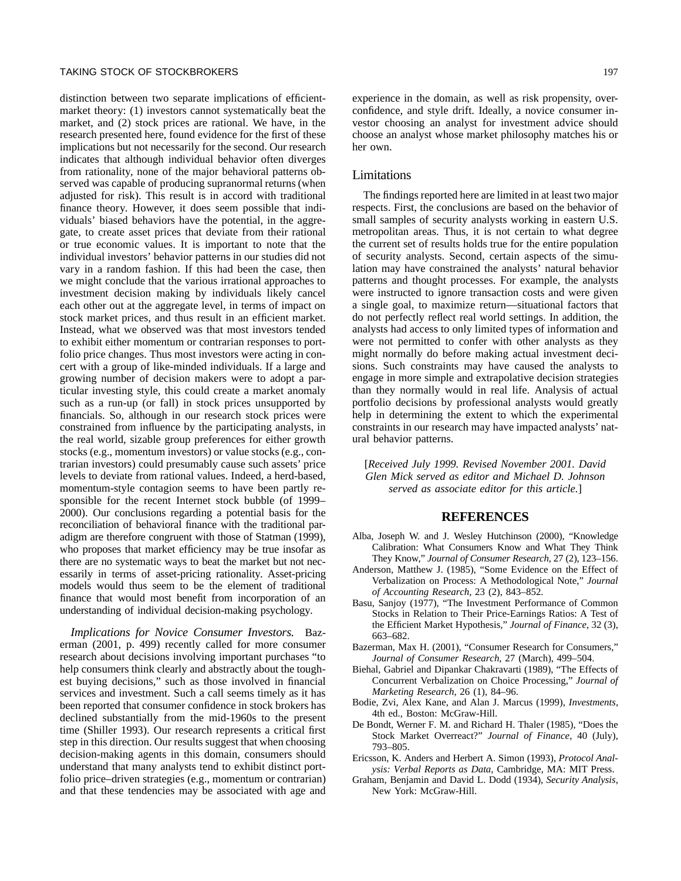distinction between two separate implications of efficient-market theory: (1) investors cannot systematically beat the market, and (2) stock prices are rational. We have, in the research presented here, found evidence for the first of these implications but not necessarily for the second. Our research indicates that although individual behavior often diverges from rationality, none of the major behavioral patterns observed was capable of producing supranormal returns (when adjusted for risk). This result is in accord with traditional finance theory. However, it does seem possible that individuals' biased behaviors have the potential, in the aggregate, to create asset prices that deviate from their rational or true economic values. It is important to note that the individual investors' behavior patterns in our studies did not vary in a random fashion. If this had been the case, then we might conclude that the various irrational approaches to investment decision making by individuals likely cancel each other out at the aggregate level, in terms of impact on stock market prices, and thus result in an efficient market. Instead, what we observed was that most investors tended to exhibit either momentum or contrarian responses to portfolio price changes. Thus most investors were acting in concert with a group of like-minded individuals. If a large and growing number of decision makers were to adopt a particular investing style, this could create a market anomaly such as a run-up (or fall) in stock prices unsupported by financials. So, although in our research stock prices were constrained from influence by the participating analysts, in the real world, sizable group preferences for either growth stocks (e.g., momentum investors) or value stocks (e.g., contrarian investors) could presumably cause such assets' price levels to deviate from rational values. Indeed, a herd-based, momentum-style contagion seems to have been partly responsible for the recent Internet stock bubble (of 1999–2000). Our conclusions regarding a potential basis for the reconciliation of behavioral finance with the traditional paradigm are therefore congruent with those of Statman (1999), who proposes that market efficiency may be true insofar as there are no systematic ways to beat the market but not necessarily in terms of asset-pricing rationality. Asset-pricing models would thus seem to be the element of traditional finance that would most benefit from incorporation of an understanding of individual decision-making psychology.

*Implications for Novice Consumer Investors.* Bazerman (2001, p. 499) recently called for more consumer research about decisions involving important purchases "to help consumers think clearly and abstractly about the toughest buying decisions," such as those involved in financial services and investment. Such a call seems timely as it has been reported that consumer confidence in stock brokers has declined substantially from the mid-1960s to the present time (Shiller 1993). Our research represents a critical first step in this direction. Our results suggest that when choosing decision-making agents in this domain, consumers should understand that many analysts tend to exhibit distinct portfolio price–driven strategies (e.g., momentum or contrarian) and that these tendencies may be associated with age and experience in the domain, as well as risk propensity, overconfidence, and style drift. Ideally, a novice consumer investor choosing an analyst for investment advice should choose an analyst whose market philosophy matches his or her own.

## Limitations

The findings reported here are limited in at least two major respects. First, the conclusions are based on the behavior of small samples of security analysts working in eastern U.S. metropolitan areas. Thus, it is not certain to what degree the current set of results holds true for the entire population of security analysts. Second, certain aspects of the simulation may have constrained the analysts' natural behavior patterns and thought processes. For example, the analysts were instructed to ignore transaction costs and were given a single goal, to maximize return—situational factors that do not perfectly reflect real world settings. In addition, the analysts had access to only limited types of information and were not permitted to confer with other analysts as they might normally do before making actual investment decisions. Such constraints may have caused the analysts to engage in more simple and extrapolative decision strategies than they normally would in real life. Analysis of actual portfolio decisions by professional analysts would greatly help in determining the extent to which the experimental constraints in our research may have impacted analysts' natural behavior patterns.

[*Received July 1999. Revised November 2001. David Glen Mick served as editor and Michael D. Johnson served as associate editor for this article.*]

## REFERENCES

Alba, Joseph W. and J. Wesley Hutchinson (2000), "Knowledge Calibration: What Consumers Know and What They Think They Know," *Journal of Consumer Research*, 27 (2), 123–156.

Anderson, Matthew J. (1985), "Some Evidence on the Effect of Verbalization on Process: A Methodological Note," *Journal of Accounting Research*, 23 (2), 843–852.

Basu, Sanjoy (1977), "The Investment Performance of Common Stocks in Relation to Their Price-Earnings Ratios: A Test of the Efficient Market Hypothesis," *Journal of Finance*, 32 (3), 663–682.

Bazerman, Max H. (2001), "Consumer Research for Consumers," *Journal of Consumer Research*, 27 (March), 499–504.

Biehal, Gabriel and Dipankar Chakravarti (1989), "The Effects of Concurrent Verbalization on Choice Processing," *Journal of Marketing Research*, 26 (1), 84–96.

Bodie, Zvi, Alex Kane, and Alan J. Marcus (1999), *Investments*, 4th ed., Boston: McGraw-Hill.

De Bondt, Werner F. M. and Richard H. Thaler (1985), "Does the Stock Market Overreact?" *Journal of Finance*, 40 (July), 793–805.

Ericsson, K. Anders and Herbert A. Simon (1993), *Protocol Analysis: Verbal Reports as Data*, Cambridge, MA: MIT Press.

Graham, Benjamin and David L. Dodd (1934), *Security Analysis*, New York: McGraw-Hill.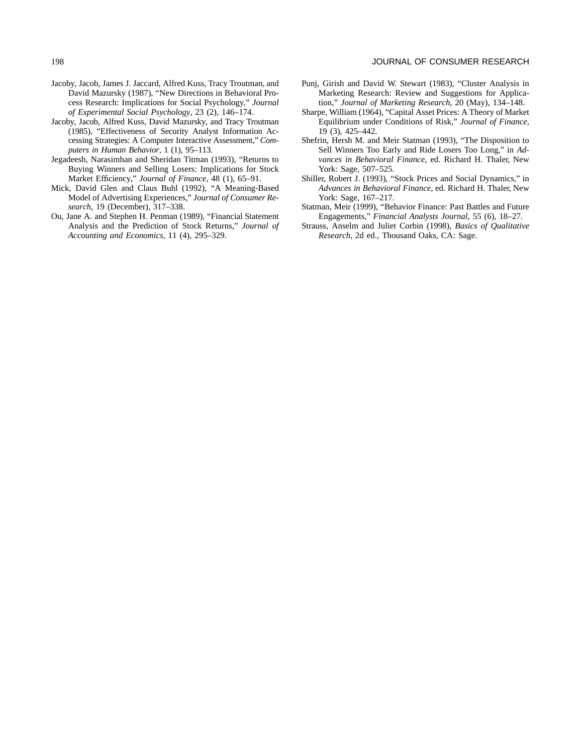Jacoby, Jacob, James J. Jaccard, Alfred Kuss, Tracy Troutman, and David Mazursky (1987), "New Directions in Behavioral Process Research: Implications for Social Psychology," *Journal of Experimental Social Psychology*, 23 (2), 146–174.

Jacoby, Jacob, Alfred Kuss, David Mazursky, and Tracy Troutman (1985), "Effectiveness of Security Analyst Information Accessing Strategies: A Computer Interactive Assessment," *Computers in Human Behavior*, 1 (1), 95–113.

Jegadeesh, Narasimhan and Sheridan Titman (1993), "Returns to Buying Winners and Selling Losers: Implications for Stock Market Efficiency," *Journal of Finance*, 48 (1), 65–91.

Mick, David Glen and Claus Buhl (1992), "A Meaning-Based Model of Advertising Experiences," *Journal of Consumer Research*, 19 (December), 317–338.

Ou, Jane A. and Stephen H. Penman (1989), "Financial Statement Analysis and the Prediction of Stock Returns," *Journal of Accounting and Economics*, 11 (4), 295–329.

Punj, Girish and David W. Stewart (1983), "Cluster Analysis in Marketing Research: Review and Suggestions for Application," *Journal of Marketing Research*, 20 (May), 134–148.

Sharpe, William (1964), "Capital Asset Prices: A Theory of Market Equilibrium under Conditions of Risk," *Journal of Finance*, 19 (3), 425–442.

Shefrin, Hersh M. and Meir Statman (1993), "The Disposition to Sell Winners Too Early and Ride Losers Too Long," in *Advances in Behavioral Finance*, ed. Richard H. Thaler, New York: Sage, 507–525.

Shiller, Robert J. (1993), "Stock Prices and Social Dynamics," in *Advances in Behavioral Finance*, ed. Richard H. Thaler, New York: Sage, 167–217.

Statman, Meir (1999), "Behavior Finance: Past Battles and Future Engagements," *Financial Analysts Journal*, 55 (6), 18–27.

Strauss, Anselm and Juliet Corbin (1998), *Basics of Qualitative Research*, 2d ed., Thousand Oaks, CA: Sage.